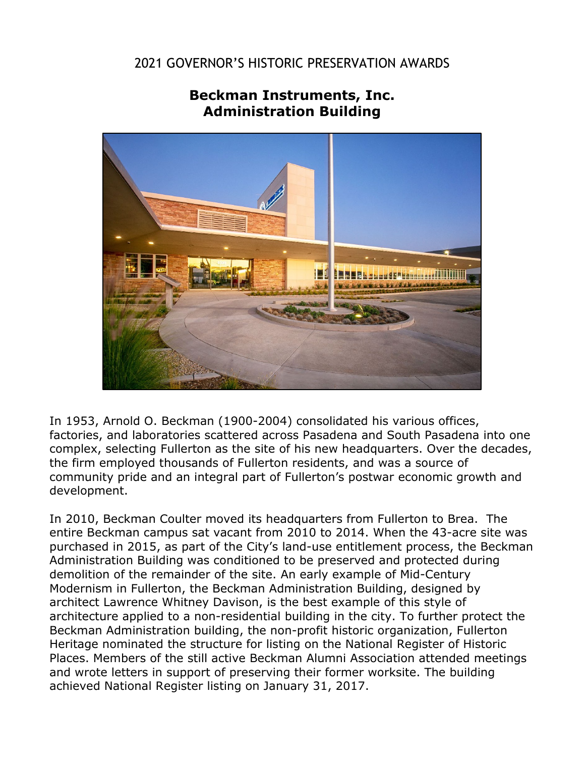2021 GOVERNOR'S HISTORIC PRESERVATION AWARDS

# Beckman Instruments, Inc. Administration Building

In 1953, Arnold O. Beckman (1900-2004) consolidated his various offices, factories, and laboratories scattered across Pasadena and South Pasadena into one complex, selecting Fullerton as the site of his new headquarters. Over the decades, the firm employed thousands of Fullerton residents, and was a source of community pride and an integral part of Fullerton's postwar economic growth and development.

In 2010, Beckman Coulter moved its headquarters from Fullerton to Brea. The entire Beckman campus sat vacant from 2010 to 2014. When the 43-acre site was purchased in 2015, as part of the City's land-use entitlement process, the Beckman Administration Building was conditioned to be preserved and protected during demolition of the remainder of the site. An early example of Mid-Century Modernism in Fullerton, the Beckman Administration Building, designed by architect Lawrence Whitney Davison, is the best example of this style of architecture applied to a non-residential building in the city. To further protect the Beckman Administration building, the non-profit historic organization, Fullerton Heritage nominated the structure for listing on the National Register of Historic Places. Members of the still active Beckman Alumni Association attended meetings and wrote letters in support of preserving their former worksite. The building achieved National Register listing on January 31, 2017.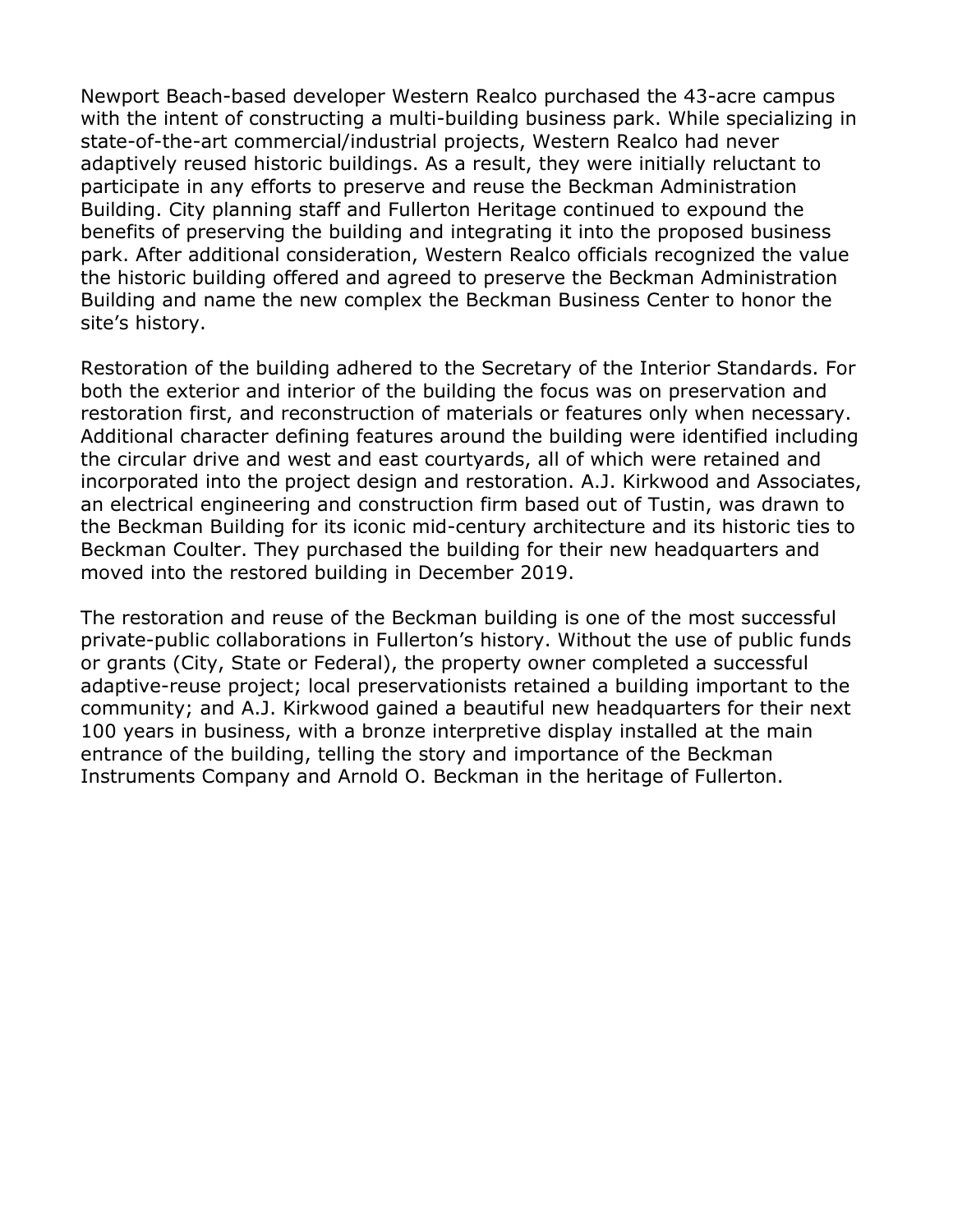Newport Beach-based developer Western Realco purchased the 43-acre campus with the intent of constructing a multi-building business park. While specializing in state-of-the-art commercial/industrial projects, Western Realco had never adaptively reused historic buildings. As a result, they were initially reluctant to participate in any efforts to preserve and reuse the Beckman Administration Building. City planning staff and Fullerton Heritage continued to expound the benefits of preserving the building and integrating it into the proposed business park. After additional consideration, Western Realco officials recognized the value the historic building offered and agreed to preserve the Beckman Administration Building and name the new complex the Beckman Business Center to honor the site's history.

Restoration of the building adhered to the Secretary of the Interior Standards. For both the exterior and interior of the building the focus was on preservation and restoration first, and reconstruction of materials or features only when necessary. Additional character defining features around the building were identified including the circular drive and west and east courtyards, all of which were retained and incorporated into the project design and restoration. A.J. Kirkwood and Associates, an electrical engineering and construction firm based out of Tustin, was drawn to the Beckman Building for its iconic mid-century architecture and its historic ties to Beckman Coulter. They purchased the building for their new headquarters and moved into the restored building in December 2019.

The restoration and reuse of the Beckman building is one of the most successful private-public collaborations in Fullerton's history. Without the use of public funds or grants (City, State or Federal), the property owner completed a successful adaptive-reuse project; local preservationists retained a building important to the community; and A.J. Kirkwood gained a beautiful new headquarters for their next 100 years in business, with a bronze interpretive display installed at the main entrance of the building, telling the story and importance of the Beckman Instruments Company and Arnold O. Beckman in the heritage of Fullerton.